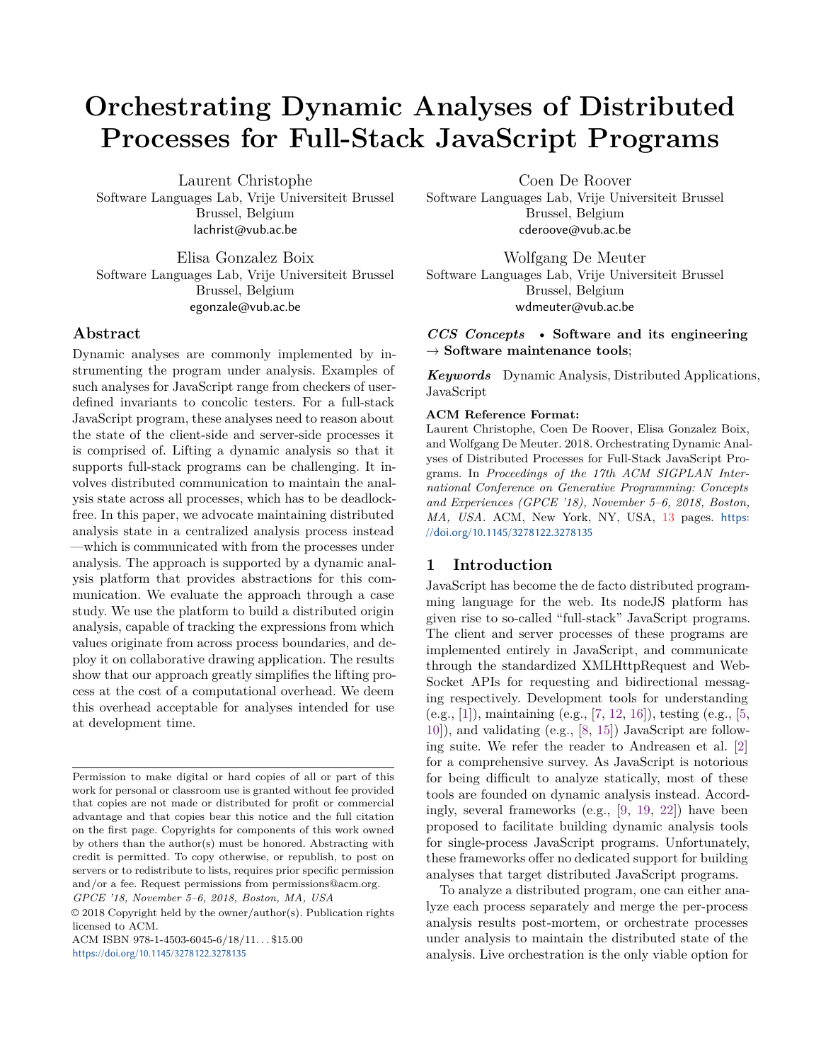# Orchestrating Dynamic Analyses of Distributed Processes for Full-Stack JavaScript Programs

Laurent Christophe
Software Languages Lab, Vrije Universiteit Brussel
Brussel, Belgium
lachrist@vub.ac.be

Coen De Roover
Software Languages Lab, Vrije Universiteit Brussel
Brussel, Belgium
cderoove@vub.ac.be

Elisa Gonzalez Boix
Software Languages Lab, Vrije Universiteit Brussel
Brussel, Belgium
egonzale@vub.ac.be

Wolfgang De Meuter
Software Languages Lab, Vrije Universiteit Brussel
Brussel, Belgium
wdmeuter@vub.ac.be

## Abstract

Dynamic analyses are commonly implemented by instrumenting the program under analysis. Examples of such analyses for JavaScript range from checkers of user-defined invariants to concolic testers. For a full-stack JavaScript program, these analyses need to reason about the state of the client-side and server-side processes it is comprised of. Lifting a dynamic analysis so that it supports full-stack programs can be challenging. It involves distributed communication to maintain the analysis state across all processes, which has to be deadlock-free. In this paper, we advocate maintaining distributed analysis state in a centralized analysis process instead—which is communicated with from the processes under analysis. The approach is supported by a dynamic analysis platform that provides abstractions for this communication. We evaluate the approach through a case study. We use the platform to build a distributed origin analysis, capable of tracking the expressions from which values originate from across process boundaries, and deploy it on collaborative drawing application. The results show that our approach greatly simplifies the lifting process at the cost of a computational overhead. We deem this overhead acceptable for analyses intended for use at development time.

***CCS Concepts*** • **Software and its engineering** → **Software maintenance tools**;

***Keywords*** Dynamic Analysis, Distributed Applications, JavaScript

**ACM Reference Format:**
Laurent Christophe, Coen De Roover, Elisa Gonzalez Boix, and Wolfgang De Meuter. 2018. Orchestrating Dynamic Analyses of Distributed Processes for Full-Stack JavaScript Programs. In *Proceedings of the 17th ACM SIGPLAN International Conference on Generative Programming: Concepts and Experiences (GPCE '18), November 5–6, 2018, Boston, MA, USA.* ACM, New York, NY, USA, 13 pages. https://doi.org/10.1145/3278122.3278135

Permission to make digital or hard copies of all or part of this work for personal or classroom use is granted without fee provided that copies are not made or distributed for profit or commercial advantage and that copies bear this notice and the full citation on the first page. Copyrights for components of this work owned by others than the author(s) must be honored. Abstracting with credit is permitted. To copy otherwise, or republish, to post on servers or to redistribute to lists, requires prior specific permission and/or a fee. Request permissions from permissions@acm.org.
*GPCE '18, November 5–6, 2018, Boston, MA, USA*
© 2018 Copyright held by the owner/author(s). Publication rights licensed to ACM.
ACM ISBN 978-1-4503-6045-6/18/11...$15.00
https://doi.org/10.1145/3278122.3278135

## 1 Introduction

JavaScript has become the de facto distributed programming language for the web. Its nodeJS platform has given rise to so-called "full-stack" JavaScript programs. The client and server processes of these programs are implemented entirely in JavaScript, and communicate through the standardized XMLHttpRequest and WebSocket APIs for requesting and bidirectional messaging respectively. Development tools for understanding (e.g., [1]), maintaining (e.g., [7, 12, 16]), testing (e.g., [5, 10]), and validating (e.g., [8, 15]) JavaScript are following suite. We refer the reader to Andreasen et al. [2] for a comprehensive survey. As JavaScript is notorious for being difficult to analyze statically, most of these tools are founded on dynamic analysis instead. Accordingly, several frameworks (e.g., [9, 19, 22]) have been proposed to facilitate building dynamic analysis tools for single-process JavaScript programs. Unfortunately, these frameworks offer no dedicated support for building analyses that target distributed JavaScript programs.

To analyze a distributed program, one can either analyze each process separately and merge the per-process analysis results post-mortem, or orchestrate processes under analysis to maintain the distributed state of the analysis. Live orchestration is the only viable option for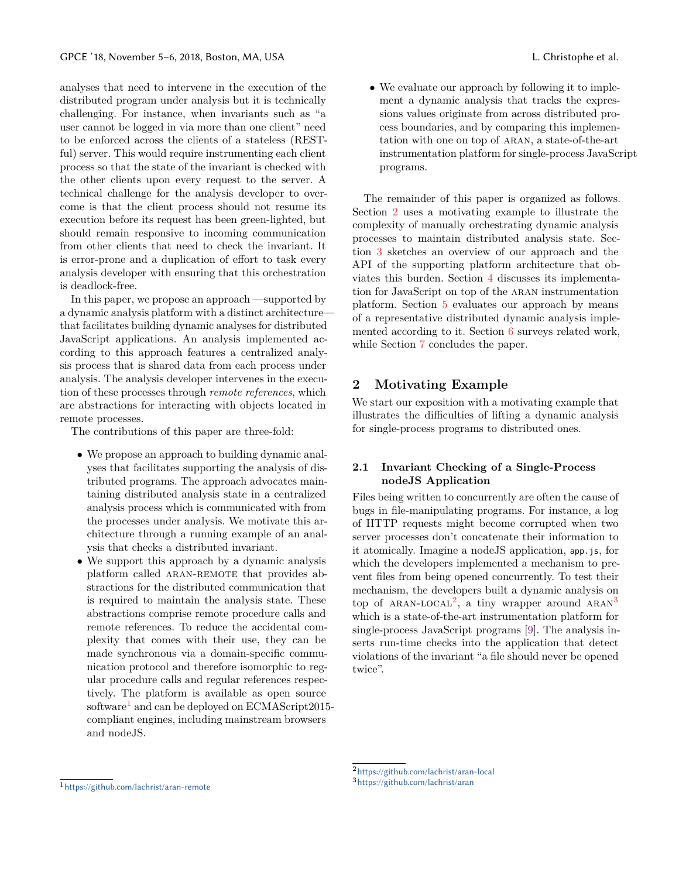analyses that need to intervene in the execution of the distributed program under analysis but it is technically challenging. For instance, when invariants such as "a user cannot be logged in via more than one client" need to be enforced across the clients of a stateless (RESTful) server. This would require instrumenting each client process so that the state of the invariant is checked with the other clients upon every request to the server. A technical challenge for the analysis developer to overcome is that the client process should not resume its execution before its request has been green-lighted, but should remain responsive to incoming communication from other clients that need to check the invariant. It is error-prone and a duplication of effort to task every analysis developer with ensuring that this orchestration is deadlock-free.

In this paper, we propose an approach —supported by a dynamic analysis platform with a distinct architecture— that facilitates building dynamic analyses for distributed JavaScript applications. An analysis implemented according to this approach features a centralized analysis process that is shared data from each process under analysis. The analysis developer intervenes in the execution of these processes through *remote references*, which are abstractions for interacting with objects located in remote processes.

The contributions of this paper are three-fold:

- We propose an approach to building dynamic analyses that facilitates supporting the analysis of distributed programs. The approach advocates maintaining distributed analysis state in a centralized analysis process which is communicated with from the processes under analysis. We motivate this architecture through a running example of an analysis that checks a distributed invariant.
- We support this approach by a dynamic analysis platform called ARAN-REMOTE that provides abstractions for the distributed communication that is required to maintain the analysis state. These abstractions comprise remote procedure calls and remote references. To reduce the accidental complexity that comes with their use, they can be made synchronous via a domain-specific communication protocol and therefore isomorphic to regular procedure calls and regular references respectively. The platform is available as open source software[1] and can be deployed on ECMAScript2015-compliant engines, including mainstream browsers and nodeJS.
- We evaluate our approach by following it to implement a dynamic analysis that tracks the expressions values originate from across distributed process boundaries, and by comparing this implementation with one on top of ARAN, a state-of-the-art instrumentation platform for single-process JavaScript programs.

The remainder of this paper is organized as follows. Section 2 uses a motivating example to illustrate the complexity of manually orchestrating dynamic analysis processes to maintain distributed analysis state. Section 3 sketches an overview of our approach and the API of the supporting platform architecture that obviates this burden. Section 4 discusses its implementation for JavaScript on top of the ARAN instrumentation platform. Section 5 evaluates our approach by means of a representative distributed dynamic analysis implemented according to it. Section 6 surveys related work, while Section 7 concludes the paper.

## 2 Motivating Example

We start our exposition with a motivating example that illustrates the difficulties of lifting a dynamic analysis for single-process programs to distributed ones.

### 2.1 Invariant Checking of a Single-Process nodeJS Application

Files being written to concurrently are often the cause of bugs in file-manipulating programs. For instance, a log of HTTP requests might become corrupted when two server processes don't concatenate their information to it atomically. Imagine a nodeJS application, `app.js`, for which the developers implemented a mechanism to prevent files from being opened concurrently. To test their mechanism, the developers built a dynamic analysis on top of ARAN-LOCAL[2], a tiny wrapper around ARAN[3] which is a state-of-the-art instrumentation platform for single-process JavaScript programs [9]. The analysis inserts run-time checks into the application that detect violations of the invariant "a file should never be opened twice".

[1] https://github.com/lachrist/aran-remote

[2] https://github.com/lachrist/aran-local

[3] https://github.com/lachrist/aran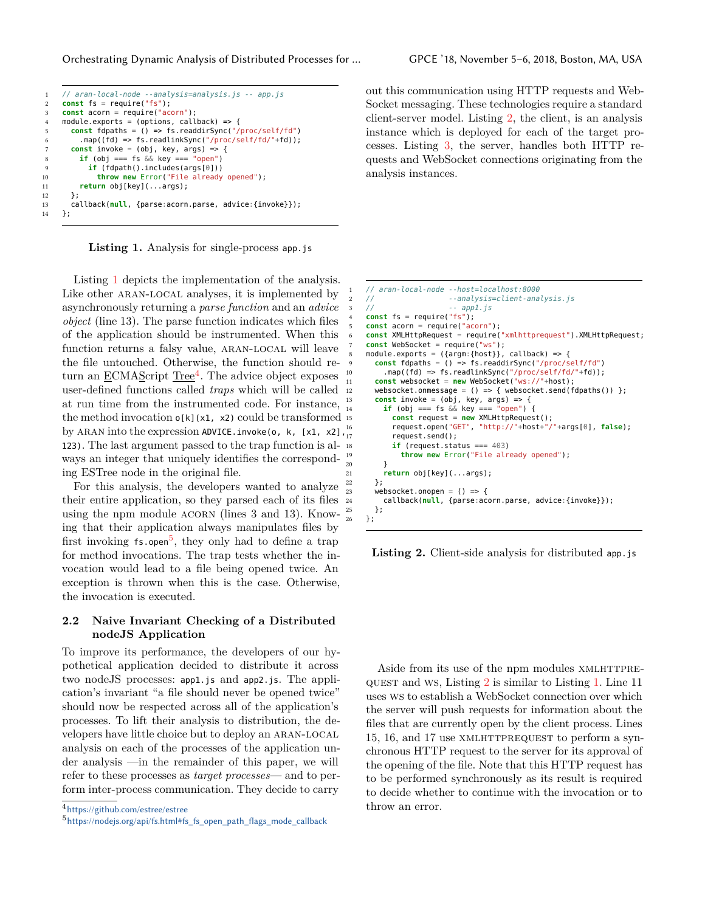```
// aran-local-node --analysis=analysis.js -- app.js
const fs = require("fs");
const acorn = require("acorn");
module.exports = (options, callback) => {
  const fdpaths = () => fs.readdirSync("/proc/self/fd")
    .map((fd) => fs.readlinkSync("/proc/self/fd/"+fd));
  const invoke = (obj, key, args) => {
    if (obj === fs && key === "open")
      if (fdpath().includes(args[0]))
        throw new Error("File already opened");
    return obj[key](...args);
  };
  callback(null, {parse:acorn.parse, advice:{invoke}});
};
```

**Listing 1.** Analysis for single-process `app.js`

Listing 1 depicts the implementation of the analysis. Like other ARAN-LOCAL analyses, it is implemented by asynchronously returning a *parse function* and an *advice object* (line 13). The parse function indicates which files of the application should be instrumented. When this function returns a falsy value, ARAN-LOCAL will leave the file untouched. Otherwise, the function should return an ECMAScript Tree[4]. The advice object exposes user-defined functions called *traps* which will be called at run time from the instrumented code. For instance, the method invocation `o[k](x1, x2)` could be transformed by ARAN into the expression `ADVICE.invoke(o, k, [x1, x2], 123)`. The last argument passed to the trap function is always an integer that uniquely identifies the corresponding ESTree node in the original file.

For this analysis, the developers wanted to analyze their entire application, so they parsed each of its files using the npm module ACORN (lines 3 and 13). Knowing that their application always manipulates files by first invoking `fs.open`[5], they only had to define a trap for method invocations. The trap tests whether the invocation would lead to a file being opened twice. An exception is thrown when this is the case. Otherwise, the invocation is executed.

### 2.2 Naive Invariant Checking of a Distributed nodeJS Application

To improve its performance, the developers of our hypothetical application decided to distribute it across two nodeJS processes: `app1.js` and `app2.js`. The application's invariant "a file should never be opened twice" should now be respected across all of the application's processes. To lift their analysis to distribution, the developers have little choice but to deploy an ARAN-LOCAL analysis on each of the processes of the application under analysis —in the remainder of this paper, we will refer to these processes as *target processes*— and to perform inter-process communication. They decide to carry out this communication using HTTP requests and WebSocket messaging. These technologies require a standard client-server model. Listing 2, the client, is an analysis instance which is deployed for each of the target processes. Listing 3, the server, handles both HTTP requests and WebSocket connections originating from the analysis instances.

```
// aran-local-node --host=localhost:8000
//                 --analysis=client-analysis.js
//                 -- app1.js
const fs = require("fs");
const acorn = require("acorn");
const XMLHttpRequest = require("xmlhttprequest").XMLHttpRequest;
const WebSocket = require("ws");
module.exports = ({argm:{host}}, callback) => {
  const fdpaths = () => fs.readdirSync("/proc/self/fd")
    .map((fd) => fs.readlinkSync("/proc/self/fd/"+fd));
  const websocket = new WebSocket("ws://"+host);
  websocket.onmessage = () => { websocket.send(fdpaths()) };
  const invoke = (obj, key, args) => {
    if (obj === fs && key === "open") {
      const request = new XMLHttpRequest();
      request.open("GET", "http://"+host+"/"+args[0], false);
      request.send();
      if (request.status === 403)
        throw new Error("File already opened");
    }
    return obj[key](...args);
  };
  websocket.onopen = () => {
    callback(null, {parse:acorn.parse, advice:{invoke}});
  };
};
```

**Listing 2.** Client-side analysis for distributed `app.js`

Aside from its use of the npm modules XMLHTTPREQUEST and WS, Listing 2 is similar to Listing 1. Line 11 uses WS to establish a WebSocket connection over which the server will push requests for information about the files that are currently open by the client process. Lines 15, 16, and 17 use XMLHTTPREQUEST to perform a synchronous HTTP request to the server for its approval of the opening of the file. Note that this HTTP request has to be performed synchronously as its result is required to decide whether to continue with the invocation or to throw an error.

[4] https://github.com/estree/estree

[5] https://nodejs.org/api/fs.html#fs_fs_open_path_flags_mode_callback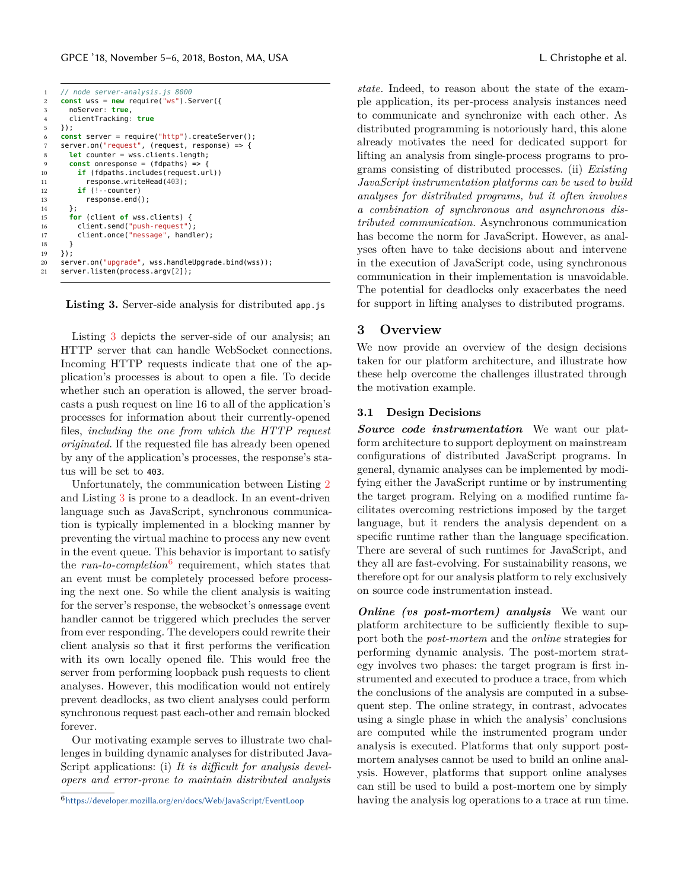```
// node server-analysis.js 8000
const wss = new require("ws").Server({
  noServer: true,
  clientTracking: true
});
const server = require("http").createServer();
server.on("request", (request, response) => {
  let counter = wss.clients.length;
  const onresponse = (fdpaths) => {
    if (fdpaths.includes(request.url))
      response.writeHead(403);
    if (!--counter)
      response.end();
  };
  for (client of wss.clients) {
    client.send("push-request");
    client.once("message", handler);
  }
});
server.on("upgrade", wss.handleUpgrade.bind(wss));
server.listen(process.argv[2]);
```

**Listing 3.** Server-side analysis for distributed `app.js`

Listing 3 depicts the server-side of our analysis; an HTTP server that can handle WebSocket connections. Incoming HTTP requests indicate that one of the application's processes is about to open a file. To decide whether such an operation is allowed, the server broadcasts a push request on line 16 to all of the application's processes for information about their currently-opened files, *including the one from which the HTTP request originated*. If the requested file has already been opened by any of the application's processes, the response's status will be set to `403`.

Unfortunately, the communication between Listing 2 and Listing 3 is prone to a deadlock. In an event-driven language such as JavaScript, synchronous communication is typically implemented in a blocking manner by preventing the virtual machine to process any new event in the event queue. This behavior is important to satisfy the *run-to-completion*[6] requirement, which states that an event must be completely processed before processing the next one. So while the client analysis is waiting for the server's response, the websocket's `onmessage` event handler cannot be triggered which precludes the server from ever responding. The developers could rewrite their client analysis so that it first performs the verification with its own locally opened file. This would free the server from performing loopback push requests to client analyses. However, this modification would not entirely prevent deadlocks, as two client analyses could perform synchronous request past each-other and remain blocked forever.

Our motivating example serves to illustrate two challenges in building dynamic analyses for distributed JavaScript applications: (i) *It is difficult for analysis developers and error-prone to maintain distributed analysis state.* Indeed, to reason about the state of the example application, its per-process analysis instances need to communicate and synchronize with each other. As distributed programming is notoriously hard, this alone already motivates the need for dedicated support for lifting an analysis from single-process programs to programs consisting of distributed processes. (ii) *Existing JavaScript instrumentation platforms can be used to build analyses for distributed programs, but it often involves a combination of synchronous and asynchronous distributed communication.* Asynchronous communication has become the norm for JavaScript. However, as analyses often have to take decisions about and intervene in the execution of JavaScript code, using synchronous communication in their implementation is unavoidable. The potential for deadlocks only exacerbates the need for support in lifting analyses to distributed programs.

[6] https://developer.mozilla.org/en/docs/Web/JavaScript/EventLoop

## 3 Overview

We now provide an overview of the design decisions taken for our platform architecture, and illustrate how these help overcome the challenges illustrated through the motivation example.

### 3.1 Design Decisions

***Source code instrumentation*** We want our platform architecture to support deployment on mainstream configurations of distributed JavaScript programs. In general, dynamic analyses can be implemented by modifying either the JavaScript runtime or by instrumenting the target program. Relying on a modified runtime facilitates overcoming restrictions imposed by the target language, but it renders the analysis dependent on a specific runtime rather than the language specification. There are several of such runtimes for JavaScript, and they all are fast-evolving. For sustainability reasons, we therefore opt for our analysis platform to rely exclusively on source code instrumentation instead.

***Online (vs post-mortem) analysis*** We want our platform architecture to be sufficiently flexible to support both the *post-mortem* and the *online* strategies for performing dynamic analysis. The post-mortem strategy involves two phases: the target program is first instrumented and executed to produce a trace, from which the conclusions of the analysis are computed in a subsequent step. The online strategy, in contrast, advocates using a single phase in which the analysis' conclusions are computed while the instrumented program under analysis is executed. Platforms that only support post-mortem analyses cannot be used to build an online analysis. However, platforms that support online analyses can still be used to build a post-mortem one by simply having the analysis log operations to a trace at run time.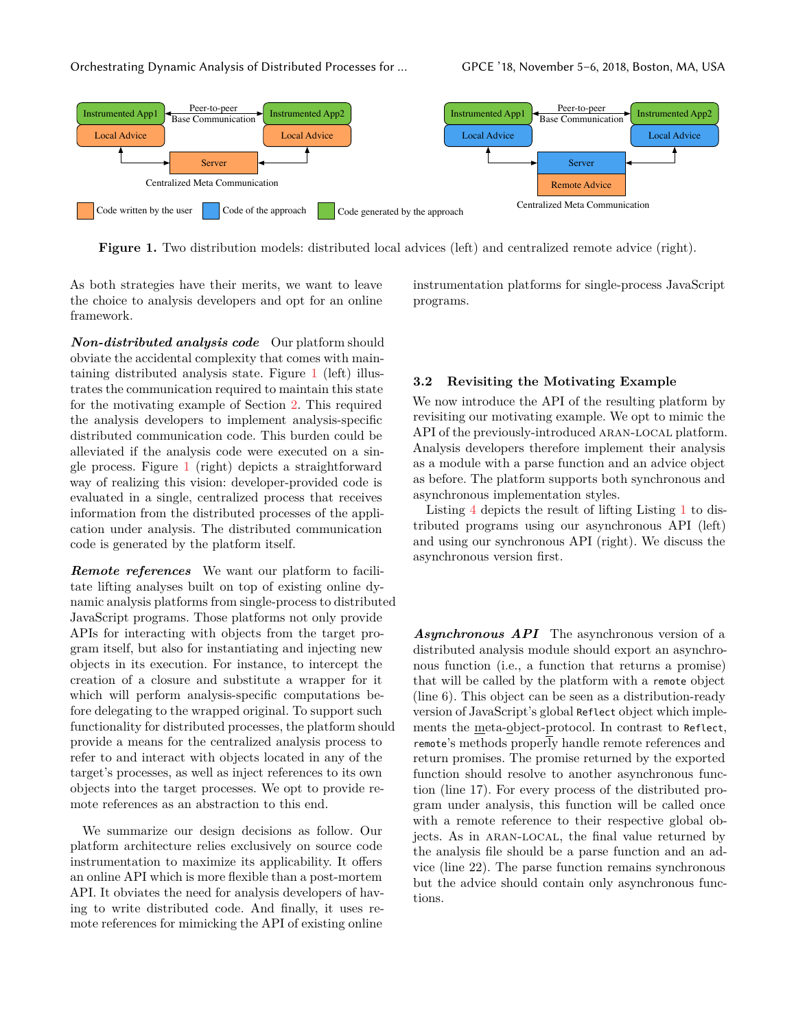Figure 1. Two distribution models: distributed local advices (left) and centralized remote advice (right).

As both strategies have their merits, we want to leave the choice to analysis developers and opt for an online framework.

***Non-distributed analysis code*** Our platform should obviate the accidental complexity that comes with maintaining distributed analysis state. Figure 1 (left) illustrates the communication required to maintain this state for the motivating example of Section 2. This required the analysis developers to implement analysis-specific distributed communication code. This burden could be alleviated if the analysis code were executed on a single process. Figure 1 (right) depicts a straightforward way of realizing this vision: developer-provided code is evaluated in a single, centralized process that receives information from the distributed processes of the application under analysis. The distributed communication code is generated by the platform itself.

***Remote references*** We want our platform to facilitate lifting analyses built on top of existing online dynamic analysis platforms from single-process to distributed JavaScript programs. Those platforms not only provide APIs for interacting with objects from the target program itself, but also for instantiating and injecting new objects in its execution. For instance, to intercept the creation of a closure and substitute a wrapper for it which will perform analysis-specific computations before delegating to the wrapped original. To support such functionality for distributed processes, the platform should provide a means for the centralized analysis process to refer to and interact with objects located in any of the target's processes, as well as inject references to its own objects into the target processes. We opt to provide remote references as an abstraction to this end.

We summarize our design decisions as follow. Our platform architecture relies exclusively on source code instrumentation to maximize its applicability. It offers an online API which is more flexible than a post-mortem API. It obviates the need for analysis developers of having to write distributed code. And finally, it uses remote references for mimicking the API of existing online instrumentation platforms for single-process JavaScript programs.

### 3.2 Revisiting the Motivating Example

We now introduce the API of the resulting platform by revisiting our motivating example. We opt to mimic the API of the previously-introduced ARAN-LOCAL platform. Analysis developers therefore implement their analysis as a module with a parse function and an advice object as before. The platform supports both synchronous and asynchronous implementation styles.

Listing 4 depicts the result of lifting Listing 1 to distributed programs using our asynchronous API (left) and using our synchronous API (right). We discuss the asynchronous version first.

***Asynchronous API*** The asynchronous version of a distributed analysis module should export an asynchronous function (i.e., a function that returns a promise) that will be called by the platform with a `remote` object (line 6). This object can be seen as a distribution-ready version of JavaScript's global `Reflect` object which implements the meta-object-protocol. In contrast to `Reflect`, `remote`'s methods properly handle remote references and return promises. The promise returned by the exported function should resolve to another asynchronous function (line 17). For every process of the distributed program under analysis, this function will be called once with a remote reference to their respective global objects. As in ARAN-LOCAL, the final value returned by the analysis file should be a parse function and an advice (line 22). The parse function remains synchronous but the advice should contain only asynchronous functions.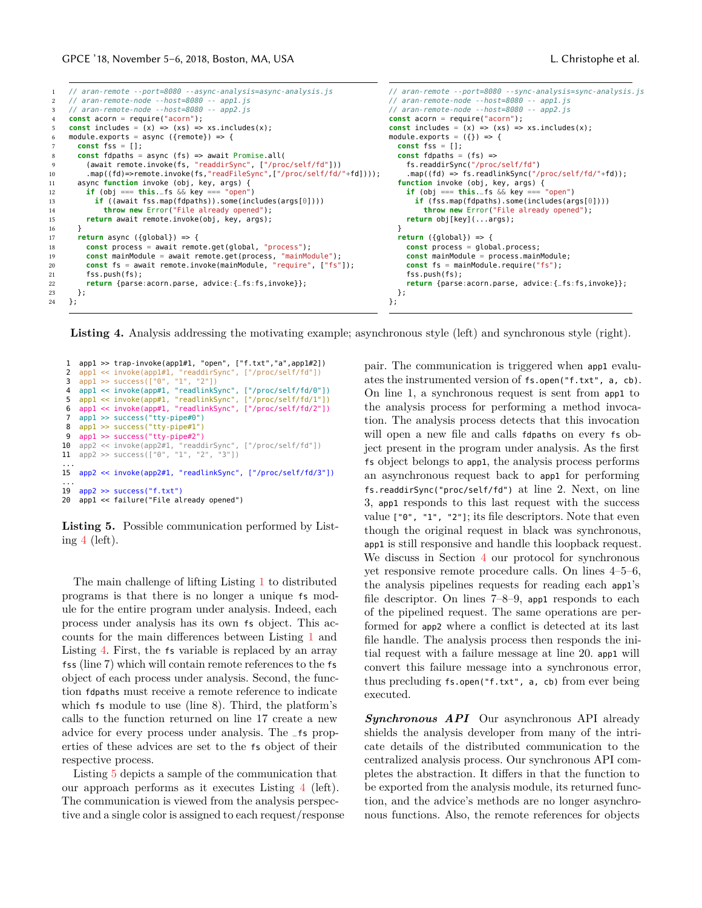```js
// aran-remote --port=8080 --async-analysis=async-analysis.js
// aran-remote-node --host=8080 -- app1.js
// aran-remote-node --host=8080 -- app2.js
const acorn = require("acorn");
const includes = (x) => (xs) => xs.includes(x);
module.exports = async ({remote}) => {
  const fss = [];
  const fdpaths = async (fs) => await Promise.all(
    (await remote.invoke(fs, "readdirSync", ["/proc/self/fd"]))
    .map((fd)=>remote.invoke(fs,"readFileSync",["/proc/self/fd/"+fd])));
  async function invoke (obj, key, args) {
    if (obj === this._fs && key === "open")
      if ((await fss.map(fdpaths)).some(includes(args[0])))
        throw new Error("File already opened");
    return await remote.invoke(obj, key, args);
  }
  return async ({global}) => {
    const process = await remote.get(global, "process");
    const mainModule = await remote.get(process, "mainModule");
    const fs = await remote.invoke(mainModule, "require", ["fs"]);
    fss.push(fs);
    return {parse:acorn.parse, advice:{_fs:fs,invoke}};
  };
};
```

```js
// aran-remote --port=8080 --sync-analysis=sync-analysis.js
// aran-remote-node --host=8080 -- app1.js
// aran-remote-node --host=8080 -- app2.js
const acorn = require("acorn");
const includes = (x) => (xs) => xs.includes(x);
module.exports = ({}) => {
  const fss = [];
  const fdpaths = (fs) =>
    fs.readdirSync("/proc/self/fd")
    .map((fd) => fs.readlinkSync("/proc/self/fd/"+fd));
  function invoke (obj, key, args) {
    if (obj === this._fs && key === "open")
      if (fss.map(fdpaths).some(includes(args[0])))
        throw new Error("File already opened");
    return obj[key](...args);
  }
  return ({global}) => {
    const process = global.process;
    const mainModule = process.mainModule;
    const fs = mainModule.require("fs");
    fss.push(fs);
    return {parse:acorn.parse, advice:{_fs:fs,invoke}};
  };
};
```

**Listing 4.** Analysis addressing the motivating example; asynchronous style (left) and synchronous style (right).

```
1  app1 >> trap-invoke(app1#1, "open", ["f.txt","a",app1#2])
2  app1 << invoke(app1#1, "readdirSync", ["/proc/self/fd"])
3  app1 >> success(["0", "1", "2"])
4  app1 << invoke(app#1, "readlinkSync", ["/proc/self/fd/0"])
5  app1 << invoke(app#1, "readlinkSync", ["/proc/self/fd/1"])
6  app1 << invoke(app#1, "readlinkSync", ["/proc/self/fd/2"])
7  app1 >> success("tty-pipe#0")
8  app1 >> success("tty-pipe#1")
9  app1 >> success("tty-pipe#2")
10 app2 << invoke(app2#1, "readdirSync", ["/proc/self/fd"])
11 app2 >> success(["0", "1", "2", "3"])
...
15 app2 << invoke(app2#1, "readlinkSync", ["/proc/self/fd/3"])
...
19 app2 >> success("f.txt")
20 app1 << failure("File already opened")
```

**Listing 5.** Possible communication performed by Listing 4 (left).

The main challenge of lifting Listing 1 to distributed programs is that there is no longer a unique `fs` module for the entire program under analysis. Indeed, each process under analysis has its own `fs` object. This accounts for the main differences between Listing 1 and Listing 4. First, the `fs` variable is replaced by an array `fss` (line 7) which will contain remote references to the `fs` object of each process under analysis. Second, the function `fdpaths` must receive a remote reference to indicate which `fs` module to use (line 8). Third, the platform's calls to the function returned on line 17 create a new advice for every process under analysis. The `_fs` properties of these advices are set to the `fs` object of their respective process.

Listing 5 depicts a sample of the communication that our approach performs as it executes Listing 4 (left). The communication is viewed from the analysis perspective and a single color is assigned to each request/response pair. The communication is triggered when `app1` evaluates the instrumented version of `fs.open("f.txt", a, cb)`. On line 1, a synchronous request is sent from `app1` to the analysis process for performing a method invocation. The analysis process detects that this invocation will open a new file and calls `fdpaths` on every `fs` object present in the program under analysis. As the first `fs` object belongs to `app1`, the analysis process performs an asynchronous request back to `app1` for performing `fs.readdirSync("proc/self/fd")` at line 2. Next, on line 3, `app1` responds to this last request with the success value `["0", "1", "2"]`; its file descriptors. Note that even though the original request in black was synchronous, `app1` is still responsive and handle this loopback request. We discuss in Section 4 our protocol for synchronous yet responsive remote procedure calls. On lines 4–5–6, the analysis pipelines requests for reading each `app1`'s file descriptor. On lines 7–8–9, `app1` responds to each of the pipelined request. The same operations are performed for `app2` where a conflict is detected at its last file handle. The analysis process then responds the initial request with a failure message at line 20. `app1` will convert this failure message into a synchronous error, thus precluding `fs.open("f.txt", a, cb)` from ever being executed.

***Synchronous API*** Our asynchronous API already shields the analysis developer from many of the intricate details of the distributed communication to the centralized analysis process. Our synchronous API completes the abstraction. It differs in that the function to be exported from the analysis module, its returned function, and the advice's methods are no longer asynchronous functions. Also, the remote references for objects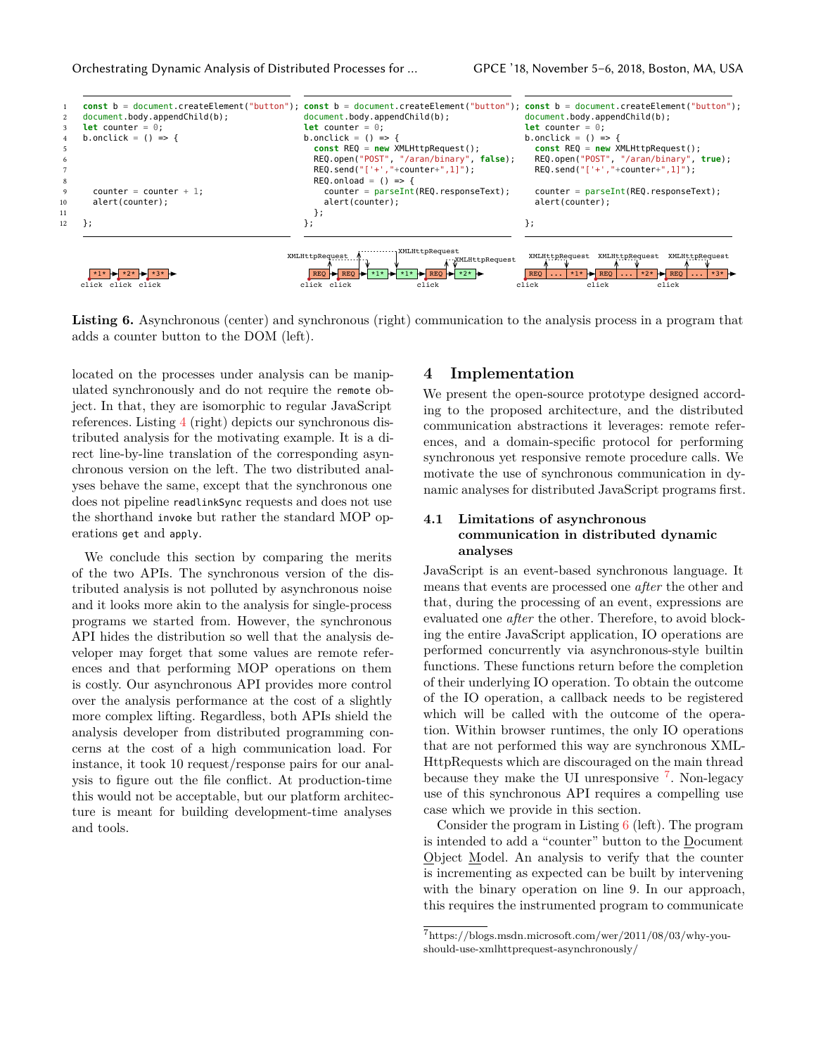```javascript
const b = document.createElement("button");
document.body.appendChild(b);
let counter = 0;
b.onclick = () => {




  counter = counter + 1;
  alert(counter);

};
```

```javascript
const b = document.createElement("button");
document.body.appendChild(b);
let counter = 0;
b.onclick = () => {
  const REQ = new XMLHttpRequest();
  REQ.open("POST", "/aran/binary", false);
  REQ.send("['+',"+counter+",1]");
  REQ.onload = () => {
    counter = parseInt(REQ.responseText);
    alert(counter);
  };
};
```

```javascript
const b = document.createElement("button");
document.body.appendChild(b);
let counter = 0;
b.onclick = () => {
  const REQ = new XMLHttpRequest();
  REQ.open("POST", "/aran/binary", true);
  REQ.send("['+',"+counter+",1]");

  counter = parseInt(REQ.responseText);
  alert(counter);

};
```

**Listing 6.** Asynchronous (center) and synchronous (right) communication to the analysis process in a program that adds a counter button to the DOM (left).

located on the processes under analysis can be manipulated synchronously and do not require the `remote` object. In that, they are isomorphic to regular JavaScript references. Listing 4 (right) depicts our synchronous distributed analysis for the motivating example. It is a direct line-by-line translation of the corresponding asynchronous version on the left. The two distributed analyses behave the same, except that the synchronous one does not pipeline `readlinkSync` requests and does not use the shorthand `invoke` but rather the standard MOP operations `get` and `apply`.

We conclude this section by comparing the merits of the two APIs. The synchronous version of the distributed analysis is not polluted by asynchronous noise and it looks more akin to the analysis for single-process programs we started from. However, the synchronous API hides the distribution so well that the analysis developer may forget that some values are remote references and that performing MOP operations on them is costly. Our asynchronous API provides more control over the analysis performance at the cost of a slightly more complex lifting. Regardless, both APIs shield the analysis developer from distributed programming concerns at the cost of a high communication load. For instance, it took 10 request/response pairs for our analysis to figure out the file conflict. At production-time this would not be acceptable, but our platform architecture is meant for building development-time analyses and tools.

# 4 Implementation

We present the open-source prototype designed according to the proposed architecture, and the distributed communication abstractions it leverages: remote references, and a domain-specific protocol for performing synchronous yet responsive remote procedure calls. We motivate the use of synchronous communication in dynamic analyses for distributed JavaScript programs first.

## 4.1 Limitations of asynchronous communication in distributed dynamic analyses

JavaScript is an event-based synchronous language. It means that events are processed one *after* the other and that, during the processing of an event, expressions are evaluated one *after* the other. Therefore, to avoid blocking the entire JavaScript application, IO operations are performed concurrently via asynchronous-style builtin functions. These functions return before the completion of their underlying IO operation. To obtain the outcome of the IO operation, a callback needs to be registered which will be called with the outcome of the operation. Within browser runtimes, the only IO operations that are not performed this way are synchronous XMLHttpRequests which are discouraged on the main thread because they make the UI unresponsive [7]. Non-legacy use of this synchronous API requires a compelling use case which we provide in this section.

Consider the program in Listing 6 (left). The program is intended to add a "counter" button to the Document Object Model. An analysis to verify that the counter is incrementing as expected can be built by intervening with the binary operation on line 9. In our approach, this requires the instrumented program to communicate

[7] https://blogs.msdn.microsoft.com/wer/2011/08/03/why-you-should-use-xmlhttprequest-asynchronously/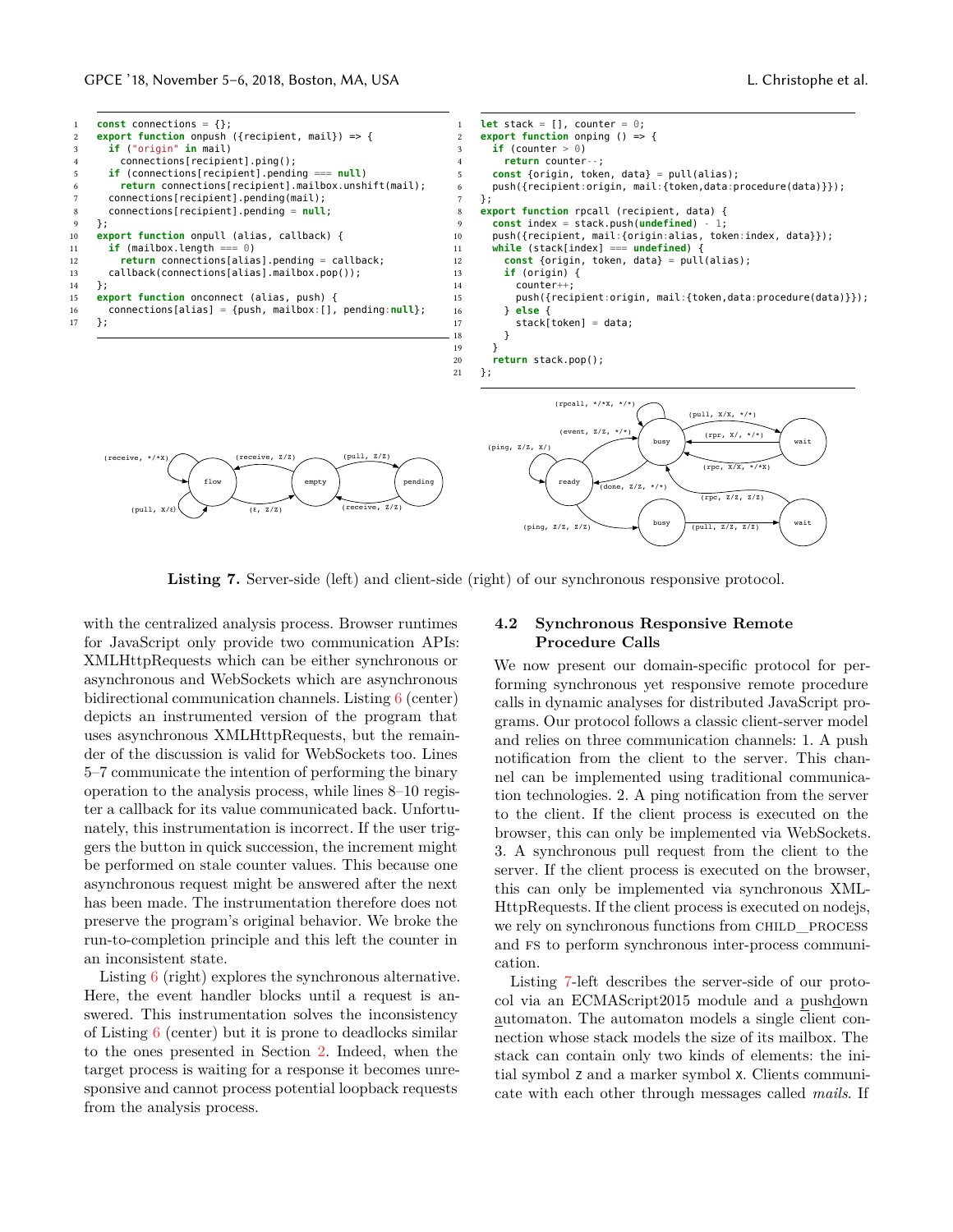```js
const connections = {};
export function onpush ({recipient, mail}) => {
  if ("origin" in mail)
    connections[recipient].ping();
  if (connections[recipient].pending === null)
    return connections[recipient].mailbox.unshift(mail);
  connections[recipient].pending(mail);
  connections[recipient].pending = null;
};
export function onpull (alias, callback) {
  if (mailbox.length === 0)
    return connections[alias].pending = callback;
  callback(connections[alias].mailbox.pop());
};
export function onconnect (alias, push) {
  connections[alias] = {push, mailbox:[], pending:null};
};
```

```js
let stack = [], counter = 0;
export function onping () => {
  if (counter > 0)
    return counter--;
  const {origin, token, data} = pull(alias);
  push({recipient:origin, mail:{token,data:procedure(data)}});
};
export function rpcall (recipient, data) {
  const index = stack.push(undefined) - 1;
  push({recipient, mail:{origin:alias, token:index, data}});
  while (stack[index] === undefined) {
    const {origin, token, data} = pull(alias);
    if (origin) {
      counter++;
      push({recipient:origin, mail:{token,data:procedure(data)}});
    } else {
      stack[token] = data;
    }
  }
  return stack.pop();
};
```

**Listing 7.** Server-side (left) and client-side (right) of our synchronous responsive protocol.

with the centralized analysis process. Browser runtimes for JavaScript only provide two communication APIs: XMLHttpRequests which can be either synchronous or asynchronous and WebSockets which are asynchronous bidirectional communication channels. Listing 6 (center) depicts an instrumented version of the program that uses asynchronous XMLHttpRequests, but the remainder of the discussion is valid for WebSockets too. Lines 5–7 communicate the intention of performing the binary operation to the analysis process, while lines 8–10 register a callback for its value communicated back. Unfortunately, this instrumentation is incorrect. If the user triggers the button in quick succession, the increment might be performed on stale counter values. This because one asynchronous request might be answered after the next has been made. The instrumentation therefore does not preserve the program's original behavior. We broke the run-to-completion principle and this left the counter in an inconsistent state.

Listing 6 (right) explores the synchronous alternative. Here, the event handler blocks until a request is answered. This instrumentation solves the inconsistency of Listing 6 (center) but it is prone to deadlocks similar to the ones presented in Section 2. Indeed, when the target process is waiting for a response it becomes unresponsive and cannot process potential loopback requests from the analysis process.

### 4.2 Synchronous Responsive Remote Procedure Calls

We now present our domain-specific protocol for performing synchronous yet responsive remote procedure calls in dynamic analyses for distributed JavaScript programs. Our protocol follows a classic client-server model and relies on three communication channels: 1. A push notification from the client to the server. This channel can be implemented using traditional communication technologies. 2. A ping notification from the server to the client. If the client process is executed on the browser, this can only be implemented via WebSockets. 3. A synchronous pull request from the client to the server. If the client process is executed on the browser, this can only be implemented via synchronous XMLHttpRequests. If the client process is executed on nodejs, we rely on synchronous functions from CHILD_PROCESS and FS to perform synchronous inter-process communication.

Listing 7-left describes the server-side of our protocol via an ECMAScript2015 module and a pushdown automaton. The automaton models a single client connection whose stack models the size of its mailbox. The stack can contain only two kinds of elements: the initial symbol Z and a marker symbol X. Clients communicate with each other through messages called *mails*. If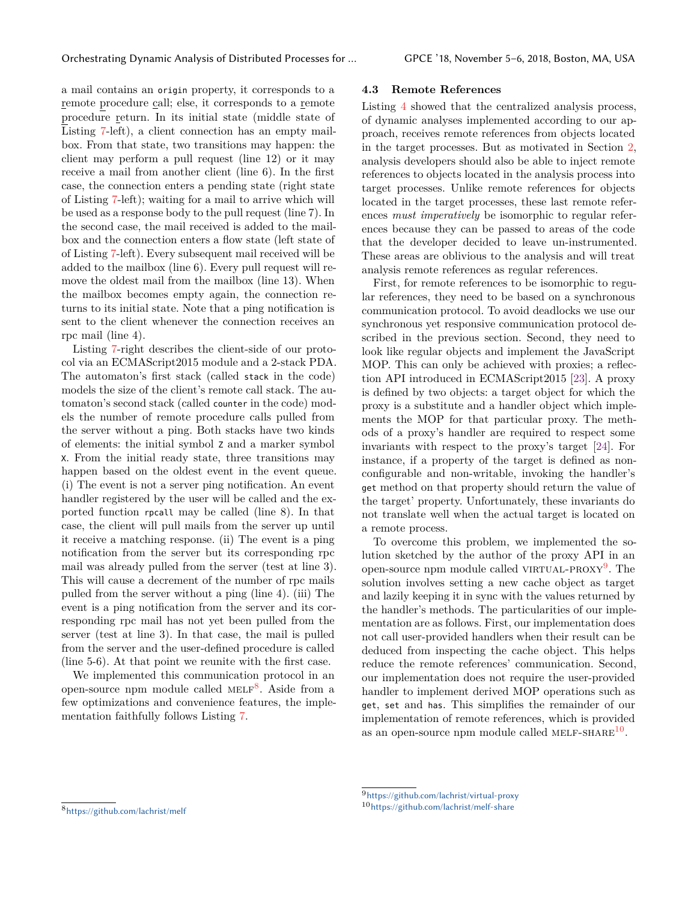a mail contains an `origin` property, it corresponds to a remote procedure call; else, it corresponds to a remote procedure return. In its initial state (middle state of Listing 7-left), a client connection has an empty mailbox. From that state, two transitions may happen: the client may perform a pull request (line 12) or it may receive a mail from another client (line 6). In the first case, the connection enters a pending state (right state of Listing 7-left); waiting for a mail to arrive which will be used as a response body to the pull request (line 7). In the second case, the mail received is added to the mailbox and the connection enters a flow state (left state of of Listing 7-left). Every subsequent mail received will be added to the mailbox (line 6). Every pull request will remove the oldest mail from the mailbox (line 13). When the mailbox becomes empty again, the connection returns to its initial state. Note that a ping notification is sent to the client whenever the connection receives an rpc mail (line 4).

Listing 7-right describes the client-side of our protocol via an ECMAScript2015 module and a 2-stack PDA. The automaton's first stack (called `stack` in the code) models the size of the client's remote call stack. The automaton's second stack (called `counter` in the code) models the number of remote procedure calls pulled from the server without a ping. Both stacks have two kinds of elements: the initial symbol `Z` and a marker symbol `X`. From the initial ready state, three transitions may happen based on the oldest event in the event queue. (i) The event is not a server ping notification. An event handler registered by the user will be called and the exported function `rpcall` may be called (line 8). In that case, the client will pull mails from the server up until it receive a matching response. (ii) The event is a ping notification from the server but its corresponding rpc mail was already pulled from the server (test at line 3). This will cause a decrement of the number of rpc mails pulled from the server without a ping (line 4). (iii) The event is a ping notification from the server and its corresponding rpc mail has not yet been pulled from the server (test at line 3). In that case, the mail is pulled from the server and the user-defined procedure is called (line 5-6). At that point we reunite with the first case.

We implemented this communication protocol in an open-source npm module called MELF[8]. Aside from a few optimizations and convenience features, the implementation faithfully follows Listing 7.

### 4.3 Remote References

Listing 4 showed that the centralized analysis process, of dynamic analyses implemented according to our approach, receives remote references from objects located in the target processes. But as motivated in Section 2, analysis developers should also be able to inject remote references to objects located in the analysis process into target processes. Unlike remote references for objects located in the target processes, these last remote references *must imperatively* be isomorphic to regular references because they can be passed to areas of the code that the developer decided to leave un-instrumented. These areas are oblivious to the analysis and will treat analysis remote references as regular references.

First, for remote references to be isomorphic to regular references, they need to be based on a synchronous communication protocol. To avoid deadlocks we use our synchronous yet responsive communication protocol described in the previous section. Second, they need to look like regular objects and implement the JavaScript MOP. This can only be achieved with proxies; a reflection API introduced in ECMAScript2015 [23]. A proxy is defined by two objects: a target object for which the proxy is a substitute and a handler object which implements the MOP for that particular proxy. The methods of a proxy's handler are required to respect some invariants with respect to the proxy's target [24]. For instance, if a property of the target is defined as non-configurable and non-writable, invoking the handler's `get` method on that property should return the value of the target' property. Unfortunately, these invariants do not translate well when the actual target is located on a remote process.

To overcome this problem, we implemented the solution sketched by the author of the proxy API in an open-source npm module called VIRTUAL-PROXY[9]. The solution involves setting a new cache object as target and lazily keeping it in sync with the values returned by the handler's methods. The particularities of our implementation are as follows. First, our implementation does not call user-provided handlers when their result can be deduced from inspecting the cache object. This helps reduce the remote references' communication. Second, our implementation does not require the user-provided handler to implement derived MOP operations such as `get`, `set` and `has`. This simplifies the remainder of our implementation of remote references, which is provided as an open-source npm module called MELF-SHARE[10].

[8] https://github.com/lachrist/melf

[9] https://github.com/lachrist/virtual-proxy

[10] https://github.com/lachrist/melf-share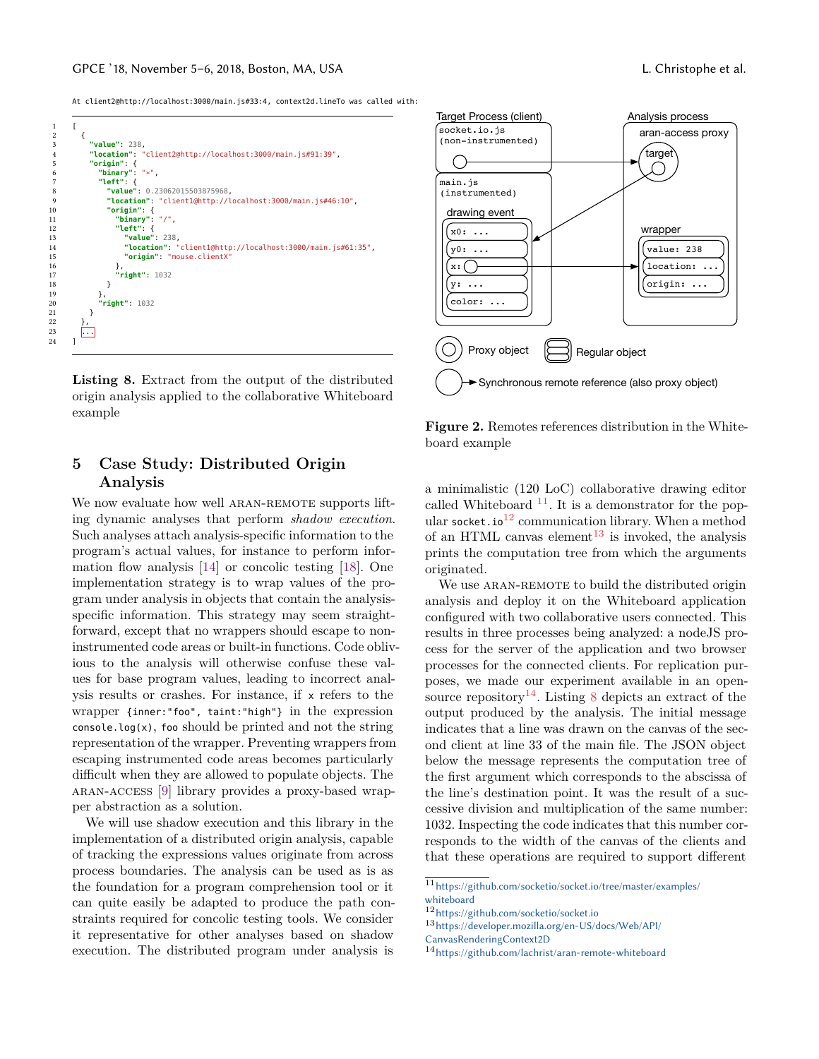At client2@http://localhost:3000/main.js#33:4, context2d.lineTo was called with:

```
[
  {
    "value": 238,
    "location": "client2@http://localhost:3000/main.js#91:39",
    "origin": {
      "binary": "*",
      "left": {
        "value": 0.23062015503875968,
        "location": "client1@http://localhost:3000/main.js#46:10",
        "origin": {
          "binary": "/",
          "left": {
            "value": 238,
            "location": "client1@http://localhost:3000/main.js#61:35",
            "origin": "mouse.clientX"
          },
          "right": 1032
        }
      },
      "right": 1032
    }
  },
  ...
]
```

**Listing 8.** Extract from the output of the distributed origin analysis applied to the collaborative Whiteboard example

**Figure 2.** Remotes references distribution in the Whiteboard example

## 5 Case Study: Distributed Origin Analysis

We now evaluate how well ARAN-REMOTE supports lifting dynamic analyses that perform *shadow execution.* Such analyses attach analysis-specific information to the program's actual values, for instance to perform information flow analysis [14] or concolic testing [18]. One implementation strategy is to wrap values of the program under analysis in objects that contain the analysis-specific information. This strategy may seem straightforward, except that no wrappers should escape to non-instrumented code areas or built-in functions. Code oblivious to the analysis will otherwise confuse these values for base program values, leading to incorrect analysis results or crashes. For instance, if `x` refers to the wrapper `{inner:"foo", taint:"high"}` in the expression `console.log(x)`, `foo` should be printed and not the string representation of the wrapper. Preventing wrappers from escaping instrumented code areas becomes particularly difficult when they are allowed to populate objects. The ARAN-ACCESS [9] library provides a proxy-based wrapper abstraction as a solution.

We will use shadow execution and this library in the implementation of a distributed origin analysis, capable of tracking the expressions values originate from across process boundaries. The analysis can be used as is as the foundation for a program comprehension tool or it can quite easily be adapted to produce the path constraints required for concolic testing tools. We consider it representative for other analyses based on shadow execution. The distributed program under analysis is a minimalistic (120 LoC) collaborative drawing editor called Whiteboard [11]. It is a demonstrator for the popular `socket.io`[12] communication library. When a method of an HTML canvas element[13] is invoked, the analysis prints the computation tree from which the arguments originated.

We use ARAN-REMOTE to build the distributed origin analysis and deploy it on the Whiteboard application configured with two collaborative users connected. This results in three processes being analyzed: a nodeJS process for the server of the application and two browser processes for the connected clients. For replication purposes, we made our experiment available in an open-source repository[14]. Listing 8 depicts an extract of the output produced by the analysis. The initial message indicates that a line was drawn on the canvas of the second client at line 33 of the main file. The JSON object below the message represents the computation tree of the first argument which corresponds to the abscissa of the line's destination point. It was the result of a successive division and multiplication of the same number: 1032. Inspecting the code indicates that this number corresponds to the width of the canvas of the clients and that these operations are required to support different

[11] https://github.com/socketio/socket.io/tree/master/examples/whiteboard

[12] https://github.com/socketio/socket.io

[13] https://developer.mozilla.org/en-US/docs/Web/API/CanvasRenderingContext2D

[14] https://github.com/lachrist/aran-remote-whiteboard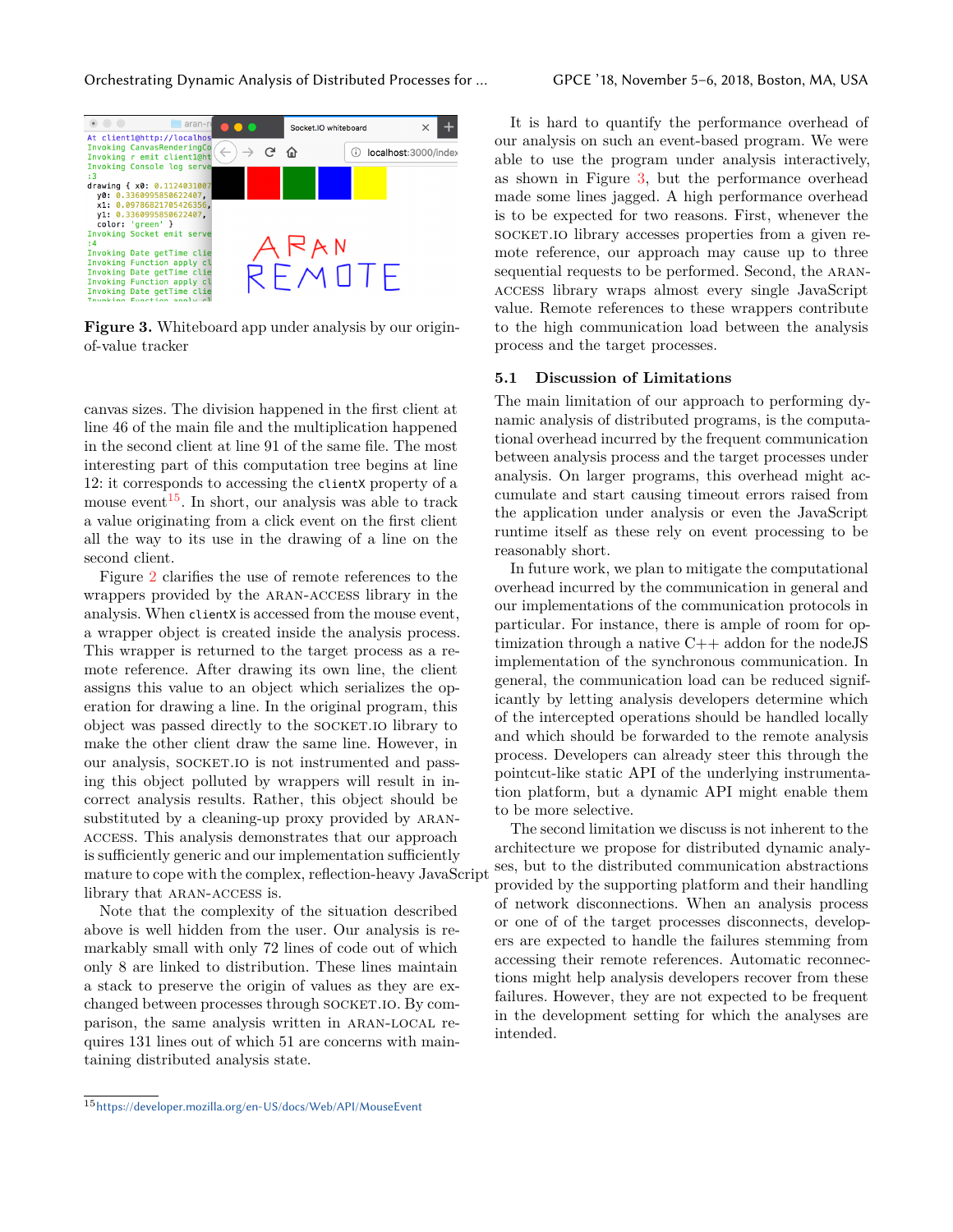Figure 3. Whiteboard app under analysis by our origin-of-value tracker

canvas sizes. The division happened in the first client at line 46 of the main file and the multiplication happened in the second client at line 91 of the same file. The most interesting part of this computation tree begins at line 12: it corresponds to accessing the `clientX` property of a mouse event[15]. In short, our analysis was able to track a value originating from a click event on the first client all the way to its use in the drawing of a line on the second client.

Figure 2 clarifies the use of remote references to the wrappers provided by the ARAN-ACCESS library in the analysis. When `clientX` is accessed from the mouse event, a wrapper object is created inside the analysis process. This wrapper is returned to the target process as a remote reference. After drawing its own line, the client assigns this value to an object which serializes the operation for drawing a line. In the original program, this object was passed directly to the SOCKET.IO library to make the other client draw the same line. However, in our analysis, SOCKET.IO is not instrumented and passing this object polluted by wrappers will result in incorrect analysis results. Rather, this object should be substituted by a cleaning-up proxy provided by ARAN-ACCESS. This analysis demonstrates that our approach is sufficiently generic and our implementation sufficiently mature to cope with the complex, reflection-heavy JavaScript library that ARAN-ACCESS is.

Note that the complexity of the situation described above is well hidden from the user. Our analysis is remarkably small with only 72 lines of code out of which only 8 are linked to distribution. These lines maintain a stack to preserve the origin of values as they are exchanged between processes through SOCKET.IO. By comparison, the same analysis written in ARAN-LOCAL requires 131 lines out of which 51 are concerns with maintaining distributed analysis state.

It is hard to quantify the performance overhead of our analysis on such an event-based program. We were able to use the program under analysis interactively, as shown in Figure 3, but the performance overhead made some lines jagged. A high performance overhead is to be expected for two reasons. First, whenever the SOCKET.IO library accesses properties from a given remote reference, our approach may cause up to three sequential requests to be performed. Second, the ARAN-ACCESS library wraps almost every single JavaScript value. Remote references to these wrappers contribute to the high communication load between the analysis process and the target processes.

## 5.1 Discussion of Limitations

The main limitation of our approach to performing dynamic analysis of distributed programs, is the computational overhead incurred by the frequent communication between analysis process and the target processes under analysis. On larger programs, this overhead might accumulate and start causing timeout errors raised from the application under analysis or even the JavaScript runtime itself as these rely on event processing to be reasonably short.

In future work, we plan to mitigate the computational overhead incurred by the communication in general and our implementations of the communication protocols in particular. For instance, there is ample of room for optimization through a native C++ addon for the nodeJS implementation of the synchronous communication. In general, the communication load can be reduced significantly by letting analysis developers determine which of the intercepted operations should be handled locally and which should be forwarded to the remote analysis process. Developers can already steer this through the pointcut-like static API of the underlying instrumentation platform, but a dynamic API might enable them to be more selective.

The second limitation we discuss is not inherent to the architecture we propose for distributed dynamic analyses, but to the distributed communication abstractions provided by the supporting platform and their handling of network disconnections. When an analysis process or one of of the target processes disconnects, developers are expected to handle the failures stemming from accessing their remote references. Automatic reconnections might help analysis developers recover from these failures. However, they are not expected to be frequent in the development setting for which the analyses are intended.

[15] https://developer.mozilla.org/en-US/docs/Web/API/MouseEvent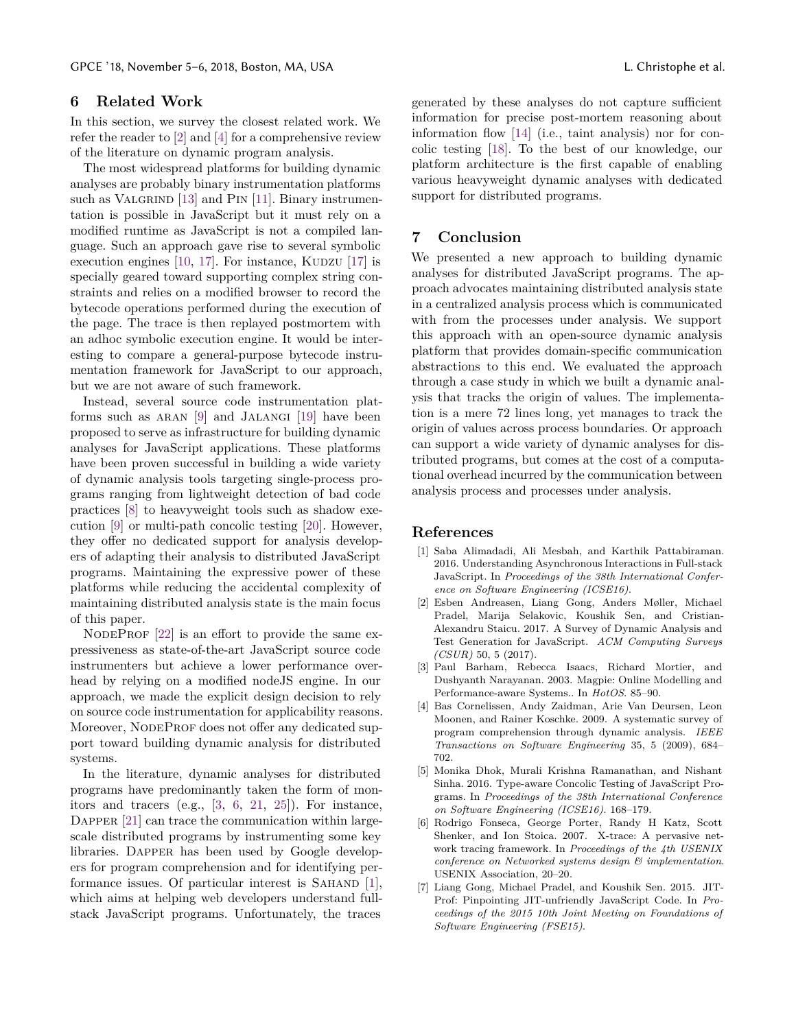## 6 Related Work

In this section, we survey the closest related work. We refer the reader to [2] and [4] for a comprehensive review of the literature on dynamic program analysis.

The most widespread platforms for building dynamic analyses are probably binary instrumentation platforms such as Valgrind [13] and Pin [11]. Binary instrumentation is possible in JavaScript but it must rely on a modified runtime as JavaScript is not a compiled language. Such an approach gave rise to several symbolic execution engines [10, 17]. For instance, Kudzu [17] is specially geared toward supporting complex string constraints and relies on a modified browser to record the bytecode operations performed during the execution of the page. The trace is then replayed postmortem with an adhoc symbolic execution engine. It would be interesting to compare a general-purpose bytecode instrumentation framework for JavaScript to our approach, but we are not aware of such framework.

Instead, several source code instrumentation platforms such as aran [9] and Jalangi [19] have been proposed to serve as infrastructure for building dynamic analyses for JavaScript applications. These platforms have been proven successful in building a wide variety of dynamic analysis tools targeting single-process programs ranging from lightweight detection of bad code practices [8] to heavyweight tools such as shadow execution [9] or multi-path concolic testing [20]. However, they offer no dedicated support for analysis developers of adapting their analysis to distributed JavaScript programs. Maintaining the expressive power of these platforms while reducing the accidental complexity of maintaining distributed analysis state is the main focus of this paper.

NodeProf [22] is an effort to provide the same expressiveness as state-of-the-art JavaScript source code instrumenters but achieve a lower performance overhead by relying on a modified nodeJS engine. In our approach, we made the explicit design decision to rely on source code instrumentation for applicability reasons. Moreover, NodeProf does not offer any dedicated support toward building dynamic analysis for distributed systems.

In the literature, dynamic analyses for distributed programs have predominantly taken the form of monitors and tracers (e.g., [3, 6, 21, 25]). For instance, Dapper [21] can trace the communication within large-scale distributed programs by instrumenting some key libraries. Dapper has been used by Google developers for program comprehension and for identifying performance issues. Of particular interest is Sahand [1], which aims at helping web developers understand full-stack JavaScript programs. Unfortunately, the traces generated by these analyses do not capture sufficient information for precise post-mortem reasoning about information flow [14] (i.e., taint analysis) nor for concolic testing [18]. To the best of our knowledge, our platform architecture is the first capable of enabling various heavyweight dynamic analyses with dedicated support for distributed programs.

## 7 Conclusion

We presented a new approach to building dynamic analyses for distributed JavaScript programs. The approach advocates maintaining distributed analysis state in a centralized analysis process which is communicated with from the processes under analysis. We support this approach with an open-source dynamic analysis platform that provides domain-specific communication abstractions to this end. We evaluated the approach through a case study in which we built a dynamic analysis that tracks the origin of values. The implementation is a mere 72 lines long, yet manages to track the origin of values across process boundaries. Or approach can support a wide variety of dynamic analyses for distributed programs, but comes at the cost of a computational overhead incurred by the communication between analysis process and processes under analysis.

## References

[1] Saba Alimadadi, Ali Mesbah, and Karthik Pattabiraman. 2016. Understanding Asynchronous Interactions in Full-stack JavaScript. In *Proceedings of the 38th International Conference on Software Engineering (ICSE16)*.

[2] Esben Andreasen, Liang Gong, Anders Møller, Michael Pradel, Marija Selakovic, Koushik Sen, and Cristian-Alexandru Staicu. 2017. A Survey of Dynamic Analysis and Test Generation for JavaScript. *ACM Computing Surveys (CSUR)* 50, 5 (2017).

[3] Paul Barham, Rebecca Isaacs, Richard Mortier, and Dushyanth Narayanan. 2003. Magpie: Online Modelling and Performance-aware Systems.. In *HotOS*. 85–90.

[4] Bas Cornelissen, Andy Zaidman, Arie Van Deursen, Leon Moonen, and Rainer Koschke. 2009. A systematic survey of program comprehension through dynamic analysis. *IEEE Transactions on Software Engineering* 35, 5 (2009), 684–702.

[5] Monika Dhok, Murali Krishna Ramanathan, and Nishant Sinha. 2016. Type-aware Concolic Testing of JavaScript Programs. In *Proceedings of the 38th International Conference on Software Engineering (ICSE16)*. 168–179.

[6] Rodrigo Fonseca, George Porter, Randy H Katz, Scott Shenker, and Ion Stoica. 2007. X-trace: A pervasive network tracing framework. In *Proceedings of the 4th USENIX conference on Networked systems design & implementation*. USENIX Association, 20–20.

[7] Liang Gong, Michael Pradel, and Koushik Sen. 2015. JIT-Prof: Pinpointing JIT-unfriendly JavaScript Code. In *Proceedings of the 2015 10th Joint Meeting on Foundations of Software Engineering (FSE15)*.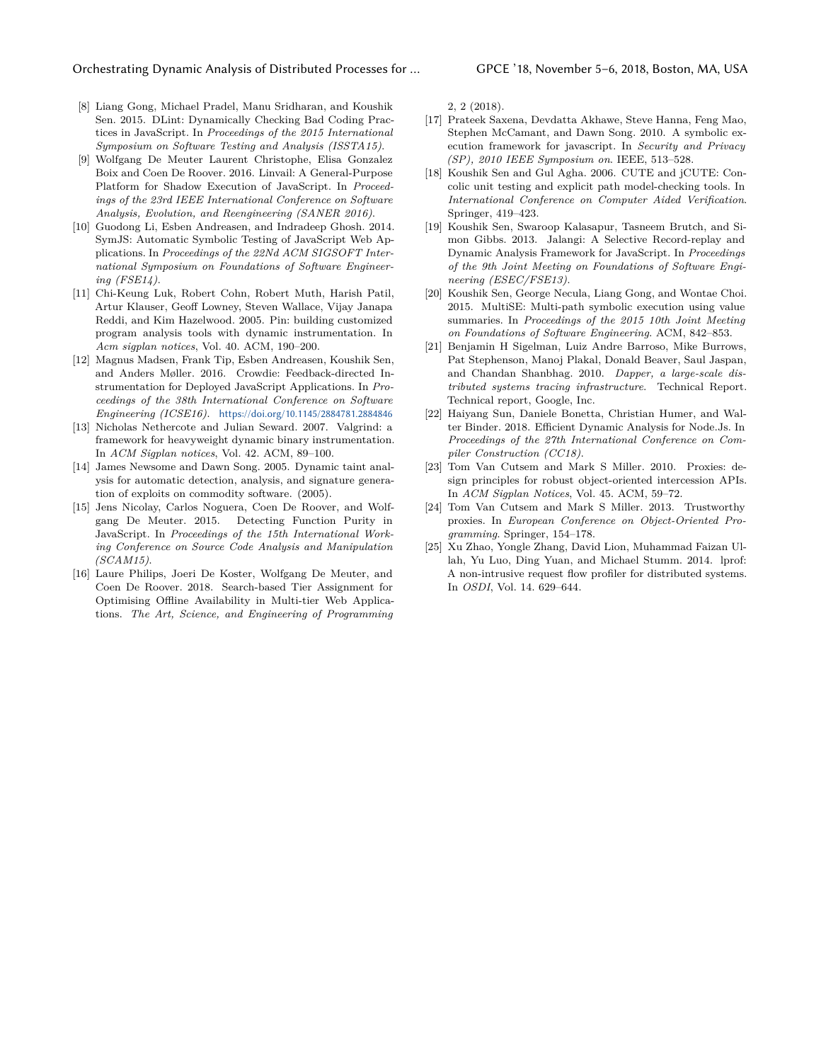[8] Liang Gong, Michael Pradel, Manu Sridharan, and Koushik Sen. 2015. DLint: Dynamically Checking Bad Coding Practices in JavaScript. In *Proceedings of the 2015 International Symposium on Software Testing and Analysis (ISSTA15)*.

[9] Wolfgang De Meuter Laurent Christophe, Elisa Gonzalez Boix and Coen De Roover. 2016. Linvail: A General-Purpose Platform for Shadow Execution of JavaScript. In *Proceedings of the 23rd IEEE International Conference on Software Analysis, Evolution, and Reengineering (SANER 2016)*.

[10] Guodong Li, Esben Andreasen, and Indradeep Ghosh. 2014. SymJS: Automatic Symbolic Testing of JavaScript Web Applications. In *Proceedings of the 22Nd ACM SIGSOFT International Symposium on Foundations of Software Engineering (FSE14)*.

[11] Chi-Keung Luk, Robert Cohn, Robert Muth, Harish Patil, Artur Klauser, Geoff Lowney, Steven Wallace, Vijay Janapa Reddi, and Kim Hazelwood. 2005. Pin: building customized program analysis tools with dynamic instrumentation. In *Acm sigplan notices*, Vol. 40. ACM, 190–200.

[12] Magnus Madsen, Frank Tip, Esben Andreasen, Koushik Sen, and Anders Møller. 2016. Crowdie: Feedback-directed Instrumentation for Deployed JavaScript Applications. In *Proceedings of the 38th International Conference on Software Engineering (ICSE16)*. https://doi.org/10.1145/2884781.2884846

[13] Nicholas Nethercote and Julian Seward. 2007. Valgrind: a framework for heavyweight dynamic binary instrumentation. In *ACM Sigplan notices*, Vol. 42. ACM, 89–100.

[14] James Newsome and Dawn Song. 2005. Dynamic taint analysis for automatic detection, analysis, and signature generation of exploits on commodity software. (2005).

[15] Jens Nicolay, Carlos Noguera, Coen De Roover, and Wolfgang De Meuter. 2015. Detecting Function Purity in JavaScript. In *Proceedings of the 15th International Working Conference on Source Code Analysis and Manipulation (SCAM15)*.

[16] Laure Philips, Joeri De Koster, Wolfgang De Meuter, and Coen De Roover. 2018. Search-based Tier Assignment for Optimising Offline Availability in Multi-tier Web Applications. *The Art, Science, and Engineering of Programming* 2, 2 (2018).

[17] Prateek Saxena, Devdatta Akhawe, Steve Hanna, Feng Mao, Stephen McCamant, and Dawn Song. 2010. A symbolic execution framework for javascript. In *Security and Privacy (SP), 2010 IEEE Symposium on*. IEEE, 513–528.

[18] Koushik Sen and Gul Agha. 2006. CUTE and jCUTE: Concolic unit testing and explicit path model-checking tools. In *International Conference on Computer Aided Verification*. Springer, 419–423.

[19] Koushik Sen, Swaroop Kalasapur, Tasneem Brutch, and Simon Gibbs. 2013. Jalangi: A Selective Record-replay and Dynamic Analysis Framework for JavaScript. In *Proceedings of the 9th Joint Meeting on Foundations of Software Engineering (ESEC/FSE13)*.

[20] Koushik Sen, George Necula, Liang Gong, and Wontae Choi. 2015. MultiSE: Multi-path symbolic execution using value summaries. In *Proceedings of the 2015 10th Joint Meeting on Foundations of Software Engineering*. ACM, 842–853.

[21] Benjamin H Sigelman, Luiz Andre Barroso, Mike Burrows, Pat Stephenson, Manoj Plakal, Donald Beaver, Saul Jaspan, and Chandan Shanbhag. 2010. *Dapper, a large-scale distributed systems tracing infrastructure*. Technical Report. Technical report, Google, Inc.

[22] Haiyang Sun, Daniele Bonetta, Christian Humer, and Walter Binder. 2018. Efficient Dynamic Analysis for Node.Js. In *Proceedings of the 27th International Conference on Compiler Construction (CC18)*.

[23] Tom Van Cutsem and Mark S Miller. 2010. Proxies: design principles for robust object-oriented intercession APIs. In *ACM Sigplan Notices*, Vol. 45. ACM, 59–72.

[24] Tom Van Cutsem and Mark S Miller. 2013. Trustworthy proxies. In *European Conference on Object-Oriented Programming*. Springer, 154–178.

[25] Xu Zhao, Yongle Zhang, David Lion, Muhammad Faizan Ullah, Yu Luo, Ding Yuan, and Michael Stumm. 2014. lprof: A non-intrusive request flow profiler for distributed systems. In *OSDI*, Vol. 14. 629–644.